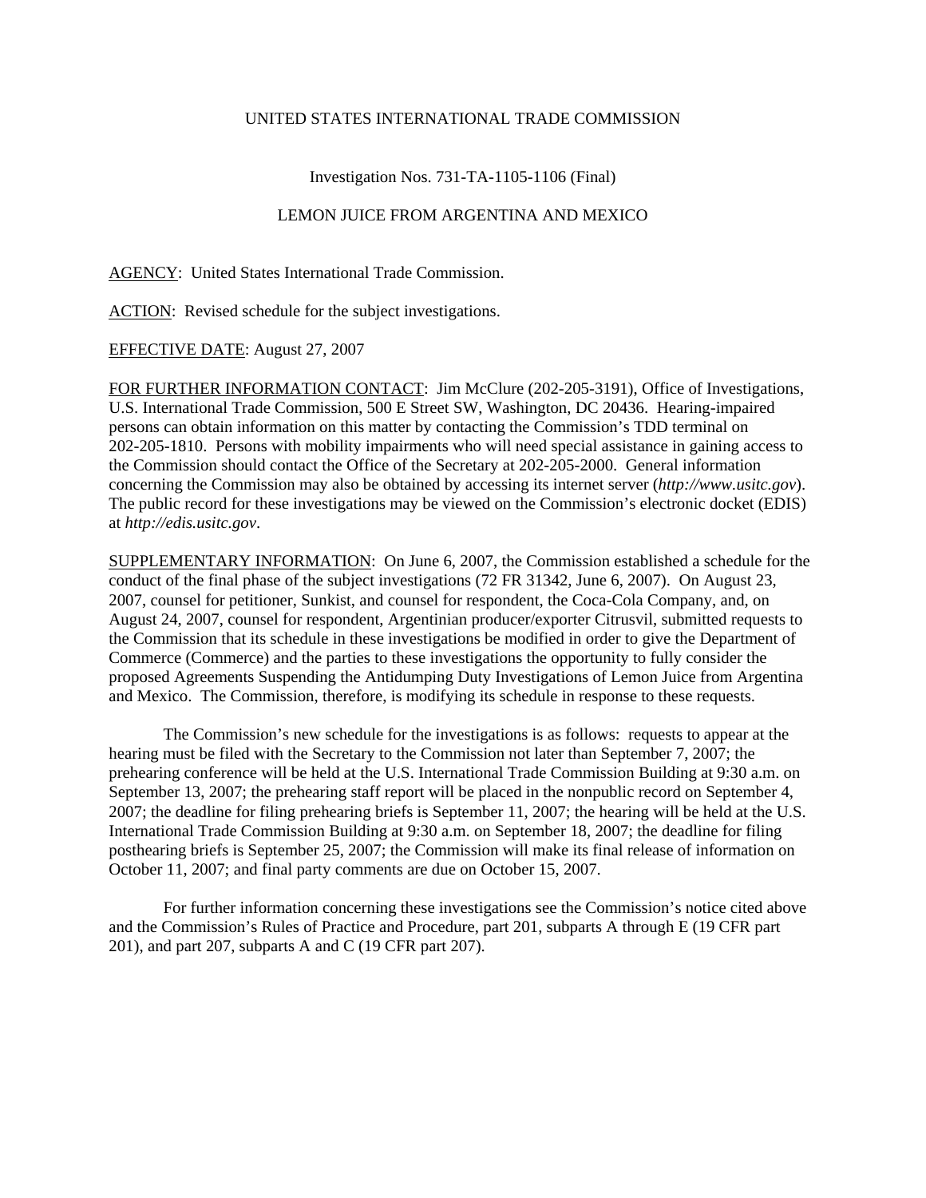UNITED STATES INTERNATIONAL TRADE COMMISSION

Investigation Nos. 731-TA-1105-1106 (Final)

LEMON JUICE FROM ARGENTINA AND MEXICO

AGENCY: United States International Trade Commission.

ACTION: Revised schedule for the subject investigations.

EFFECTIVE DATE: August 27, 2007

FOR FURTHER INFORMATION CONTACT: Jim McClure (202-205-3191), Office of Investigations, U.S. International Trade Commission, 500 E Street SW, Washington, DC 20436. Hearing-impaired persons can obtain information on this matter by contacting the Commission's TDD terminal on 202-205-1810. Persons with mobility impairments who will need special assistance in gaining access to the Commission should contact the Office of the Secretary at 202-205-2000. General information concerning the Commission may also be obtained by accessing its internet server (*http://www.usitc.gov*). The public record for these investigations may be viewed on the Commission's electronic docket (EDIS) at *http://edis.usitc.gov*.

SUPPLEMENTARY INFORMATION: On June 6, 2007, the Commission established a schedule for the conduct of the final phase of the subject investigations (72 FR 31342, June 6, 2007). On August 23, 2007, counsel for petitioner, Sunkist, and counsel for respondent, the Coca-Cola Company, and, on August 24, 2007, counsel for respondent, Argentinian producer/exporter Citrusvil, submitted requests to the Commission that its schedule in these investigations be modified in order to give the Department of Commerce (Commerce) and the parties to these investigations the opportunity to fully consider the proposed Agreements Suspending the Antidumping Duty Investigations of Lemon Juice from Argentina and Mexico. The Commission, therefore, is modifying its schedule in response to these requests.

The Commission's new schedule for the investigations is as follows: requests to appear at the hearing must be filed with the Secretary to the Commission not later than September 7, 2007; the prehearing conference will be held at the U.S. International Trade Commission Building at 9:30 a.m. on September 13, 2007; the prehearing staff report will be placed in the nonpublic record on September 4, 2007; the deadline for filing prehearing briefs is September 11, 2007; the hearing will be held at the U.S. International Trade Commission Building at 9:30 a.m. on September 18, 2007; the deadline for filing posthearing briefs is September 25, 2007; the Commission will make its final release of information on October 11, 2007; and final party comments are due on October 15, 2007.

For further information concerning these investigations see the Commission's notice cited above and the Commission's Rules of Practice and Procedure, part 201, subparts A through E (19 CFR part 201), and part 207, subparts A and C (19 CFR part 207).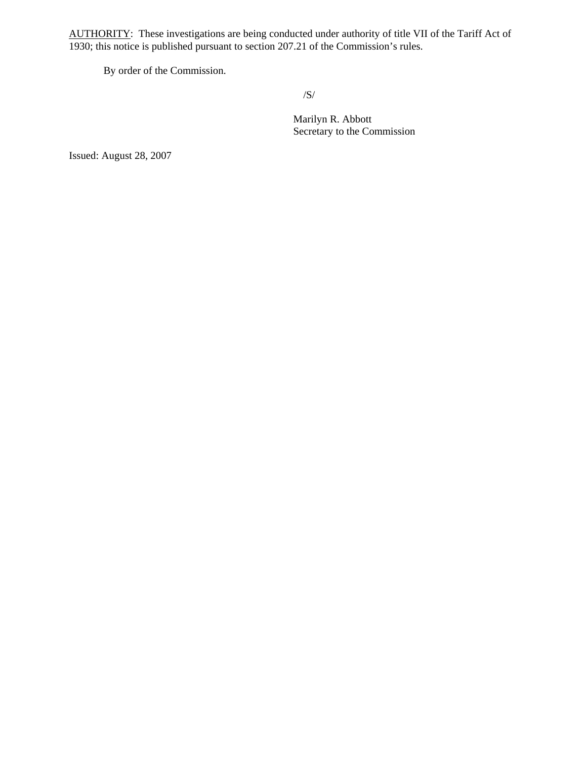AUTHORITY: These investigations are being conducted under authority of title VII of the Tariff Act of 1930; this notice is published pursuant to section 207.21 of the Commission's rules.

By order of the Commission.

/S/

Marilyn R. Abbott
Secretary to the Commission

Issued: August 28, 2007